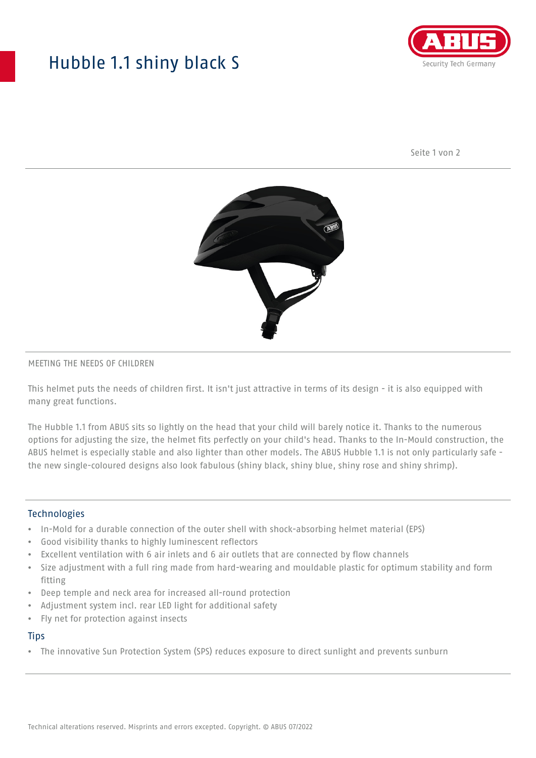# Hubble 1.1 shiny black S

MEETING THE NEEDS OF CHILDREN

This helmet puts the needs of children first. It isn't just attractive in terms of its design - it is also equipped with many great functions.

The Hubble 1.1 from ABUS sits so lightly on the head that your child will barely notice it. Thanks to the numerous options for adjusting the size, the helmet fits perfectly on your child's head. Thanks to the In-Mould construction, the ABUS helmet is especially stable and also lighter than other models. The ABUS Hubble 1.1 is not only particularly safe - the new single-coloured designs also look fabulous (shiny black, shiny blue, shiny rose and shiny shrimp).

## Technologies

- In-Mold for a durable connection of the outer shell with shock-absorbing helmet material (EPS)
- Good visibility thanks to highly luminescent reflectors
- Excellent ventilation with 6 air inlets and 6 air outlets that are connected by flow channels
- Size adjustment with a full ring made from hard-wearing and mouldable plastic for optimum stability and form fitting
- Deep temple and neck area for increased all-round protection
- Adjustment system incl. rear LED light for additional safety
- Fly net for protection against insects

## Tips

- The innovative Sun Protection System (SPS) reduces exposure to direct sunlight and prevents sunburn

Technical alterations reserved. Misprints and errors excepted. Copyright. © ABUS 07/2022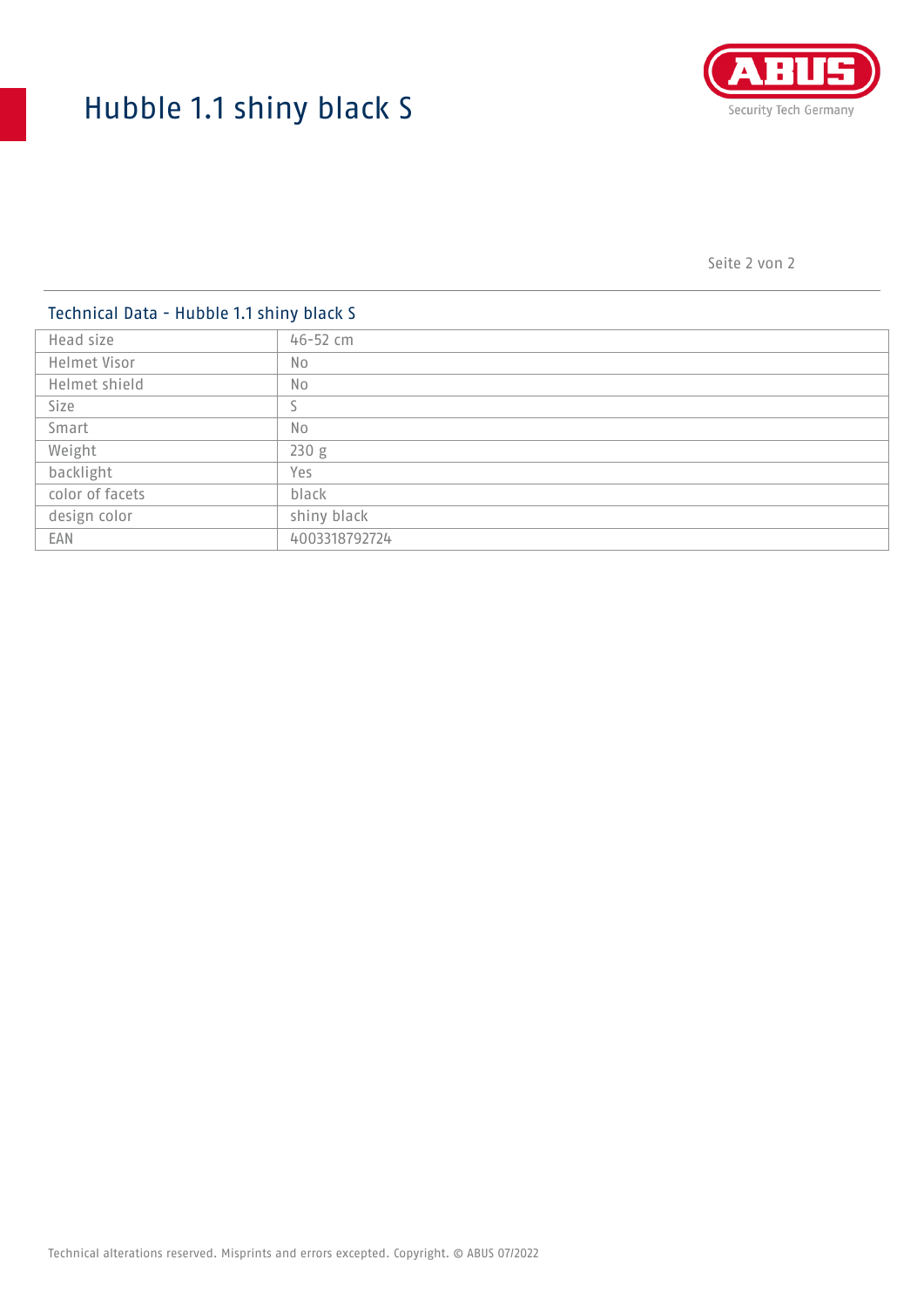# Hubble 1.1 shiny black S

## Technical Data - Hubble 1.1 shiny black S

| | |
|---|---|
| Head size | 46-52 cm |
| Helmet Visor | No |
| Helmet shield | No |
| Size | S |
| Smart | No |
| Weight | 230 g |
| backlight | Yes |
| color of facets | black |
| design color | shiny black |
| EAN | 4003318792724 |

Technical alterations reserved. Misprints and errors excepted. Copyright. © ABUS 07/2022